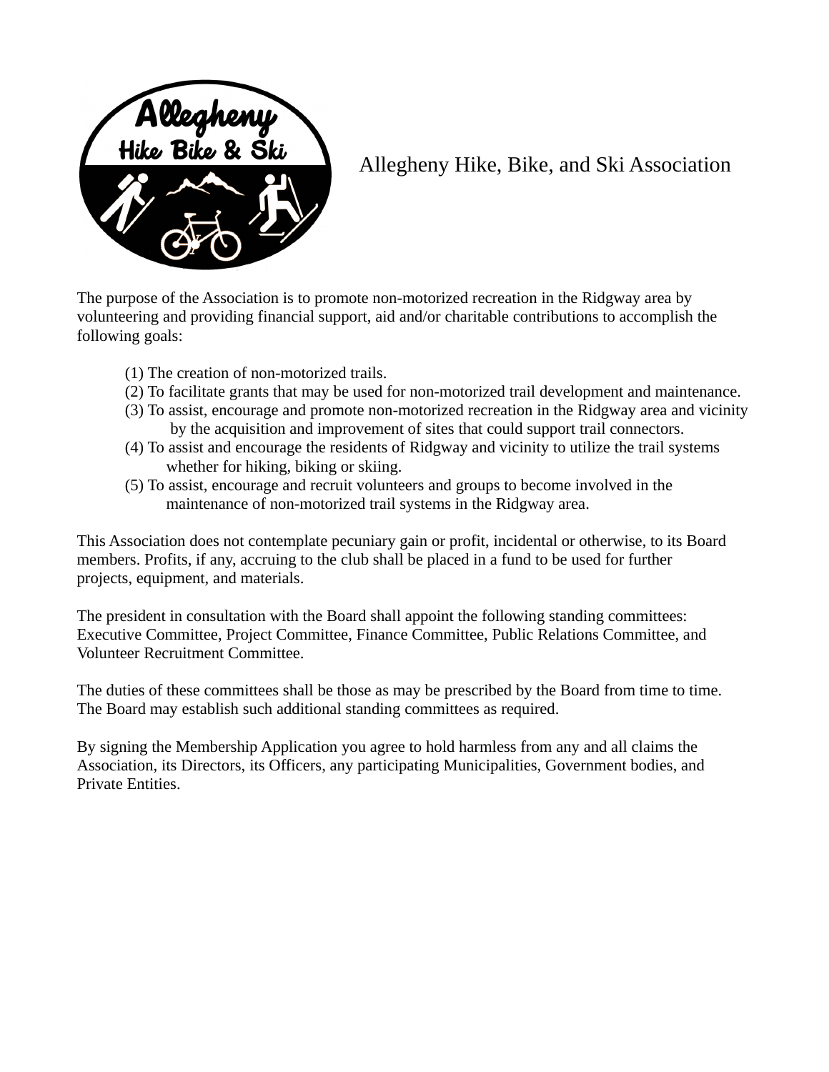# Allegheny Hike, Bike, and Ski Association

The purpose of the Association is to promote non-motorized recreation in the Ridgway area by volunteering and providing financial support, aid and/or charitable contributions to accomplish the following goals:

(1) The creation of non-motorized trails.
(2) To facilitate grants that may be used for non-motorized trail development and maintenance.
(3) To assist, encourage and promote non-motorized recreation in the Ridgway area and vicinity by the acquisition and improvement of sites that could support trail connectors.
(4) To assist and encourage the residents of Ridgway and vicinity to utilize the trail systems whether for hiking, biking or skiing.
(5) To assist, encourage and recruit volunteers and groups to become involved in the maintenance of non-motorized trail systems in the Ridgway area.

This Association does not contemplate pecuniary gain or profit, incidental or otherwise, to its Board members. Profits, if any, accruing to the club shall be placed in a fund to be used for further projects, equipment, and materials.

The president in consultation with the Board shall appoint the following standing committees: Executive Committee, Project Committee, Finance Committee, Public Relations Committee, and Volunteer Recruitment Committee.

The duties of these committees shall be those as may be prescribed by the Board from time to time. The Board may establish such additional standing committees as required.

By signing the Membership Application you agree to hold harmless from any and all claims the Association, its Directors, its Officers, any participating Municipalities, Government bodies, and Private Entities.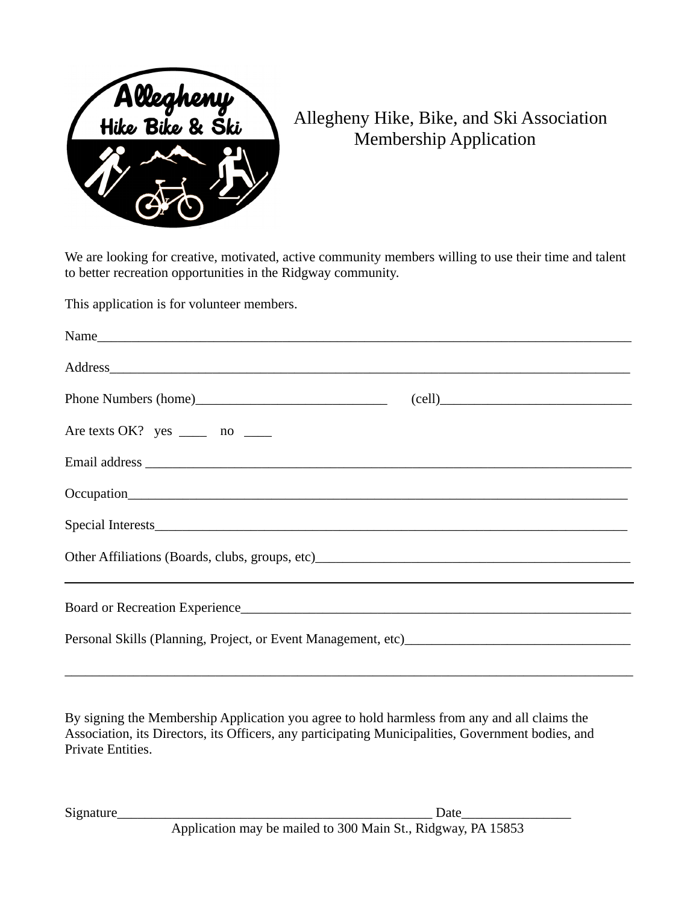Allegheny Hike Bike & Ski

# Allegheny Hike, Bike, and Ski Association Membership Application

We are looking for creative, motivated, active community members willing to use their time and talent to better recreation opportunities in the Ridgway community.

This application is for volunteer members.

Name_______________________________________________________________________________

Address_____________________________________________________________________________

Phone Numbers (home)____________________________ (cell)____________________________

Are texts OK? yes ____ no ____

Email address _________________________________________________________________________

Occupation___________________________________________________________________________

Special Interests_______________________________________________________________________

Other Affiliations (Boards, clubs, groups, etc)_______________________________________________

---

Board or Recreation Experience_________________________________________________________

Personal Skills (Planning, Project, or Event Management, etc)_________________________________

_____________________________________________________________________________________

By signing the Membership Application you agree to hold harmless from any and all claims the Association, its Directors, its Officers, any participating Municipalities, Government bodies, and Private Entities.

Signature_______________________________________________ Date________________

Application may be mailed to 300 Main St., Ridgway, PA 15853